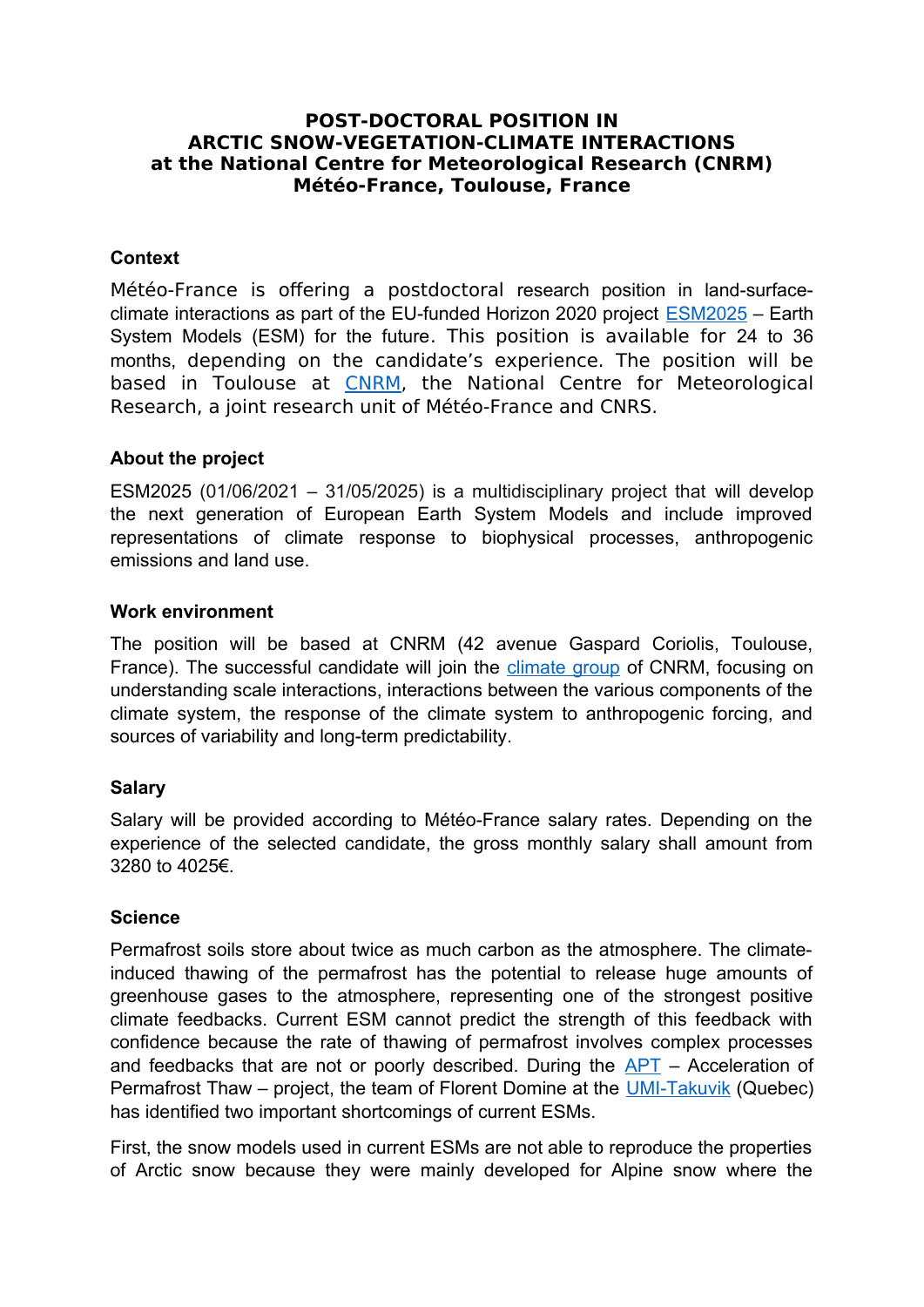# POST-DOCTORAL POSITION IN
# ARCTIC SNOW-VEGETATION-CLIMATE INTERACTIONS
# at the National Centre for Meteorological Research (CNRM)
# Météo-France, Toulouse, France

## Context

Météo-France is offering a postdoctoral research position in land-surface-climate interactions as part of the EU-funded Horizon 2020 project ESM2025 – Earth System Models (ESM) for the future. This position is available for 24 to 36 months, depending on the candidate's experience. The position will be based in Toulouse at CNRM, the National Centre for Meteorological Research, a joint research unit of Météo-France and CNRS.

## About the project

ESM2025 (01/06/2021 – 31/05/2025) is a multidisciplinary project that will develop the next generation of European Earth System Models and include improved representations of climate response to biophysical processes, anthropogenic emissions and land use.

## Work environment

The position will be based at CNRM (42 avenue Gaspard Coriolis, Toulouse, France). The successful candidate will join the climate group of CNRM, focusing on understanding scale interactions, interactions between the various components of the climate system, the response of the climate system to anthropogenic forcing, and sources of variability and long-term predictability.

## Salary

Salary will be provided according to Météo-France salary rates. Depending on the experience of the selected candidate, the gross monthly salary shall amount from 3280 to 4025€.

## Science

Permafrost soils store about twice as much carbon as the atmosphere. The climate-induced thawing of the permafrost has the potential to release huge amounts of greenhouse gases to the atmosphere, representing one of the strongest positive climate feedbacks. Current ESM cannot predict the strength of this feedback with confidence because the rate of thawing of permafrost involves complex processes and feedbacks that are not or poorly described. During the APT – Acceleration of Permafrost Thaw – project, the team of Florent Domine at the UMI-Takuvik (Quebec) has identified two important shortcomings of current ESMs.

First, the snow models used in current ESMs are not able to reproduce the properties of Arctic snow because they were mainly developed for Alpine snow where the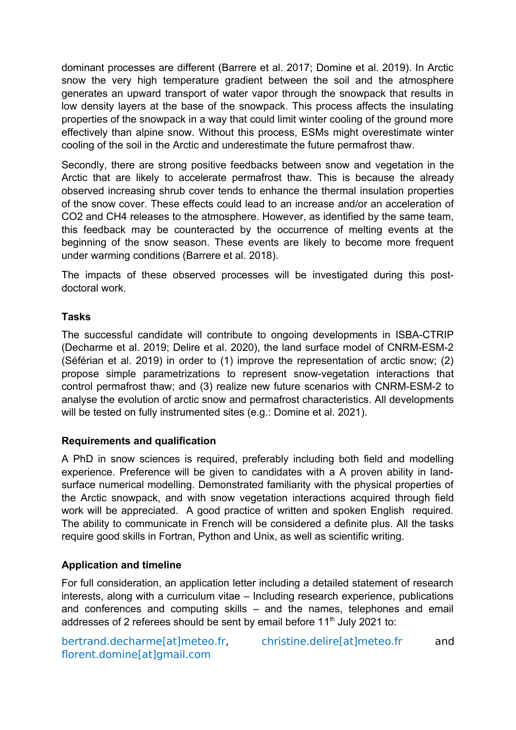dominant processes are different (Barrere et al. 2017; Domine et al. 2019). In Arctic snow the very high temperature gradient between the soil and the atmosphere generates an upward transport of water vapor through the snowpack that results in low density layers at the base of the snowpack. This process affects the insulating properties of the snowpack in a way that could limit winter cooling of the ground more effectively than alpine snow. Without this process, ESMs might overestimate winter cooling of the soil in the Arctic and underestimate the future permafrost thaw.

Secondly, there are strong positive feedbacks between snow and vegetation in the Arctic that are likely to accelerate permafrost thaw. This is because the already observed increasing shrub cover tends to enhance the thermal insulation properties of the snow cover. These effects could lead to an increase and/or an acceleration of $CO_2$ and $CH_4$ releases to the atmosphere. However, as identified by the same team, this feedback may be counteracted by the occurrence of melting events at the beginning of the snow season. These events are likely to become more frequent under warming conditions (Barrere et al. 2018).

The impacts of these observed processes will be investigated during this post-doctoral work.

**Tasks**

The successful candidate will contribute to ongoing developments in ISBA-CTRIP (Decharme et al. 2019; Delire et al. 2020), the land surface model of CNRM-ESM-2 (Séférian et al. 2019) in order to (1) improve the representation of arctic snow; (2) propose simple parametrizations to represent snow-vegetation interactions that control permafrost thaw; and (3) realize new future scenarios with CNRM-ESM-2 to analyse the evolution of arctic snow and permafrost characteristics. All developments will be tested on fully instrumented sites (e.g.: Domine et al. 2021).

**Requirements and qualification**

A PhD in snow sciences is required, preferably including both field and modelling experience. Preference will be given to candidates with a A proven ability in land-surface numerical modelling. Demonstrated familiarity with the physical properties of the Arctic snowpack, and with snow vegetation interactions acquired through field work will be appreciated. A good practice of written and spoken English required. The ability to communicate in French will be considered a definite plus. All the tasks require good skills in Fortran, Python and Unix, as well as scientific writing.

**Application and timeline**

For full consideration, an application letter including a detailed statement of research interests, along with a curriculum vitae – Including research experience, publications and conferences and computing skills – and the names, telephones and email addresses of 2 referees should be sent by email before 11th July 2021 to:

bertrand.decharme[at]meteo.fr, christine.delire[at]meteo.fr and florent.domine[at]gmail.com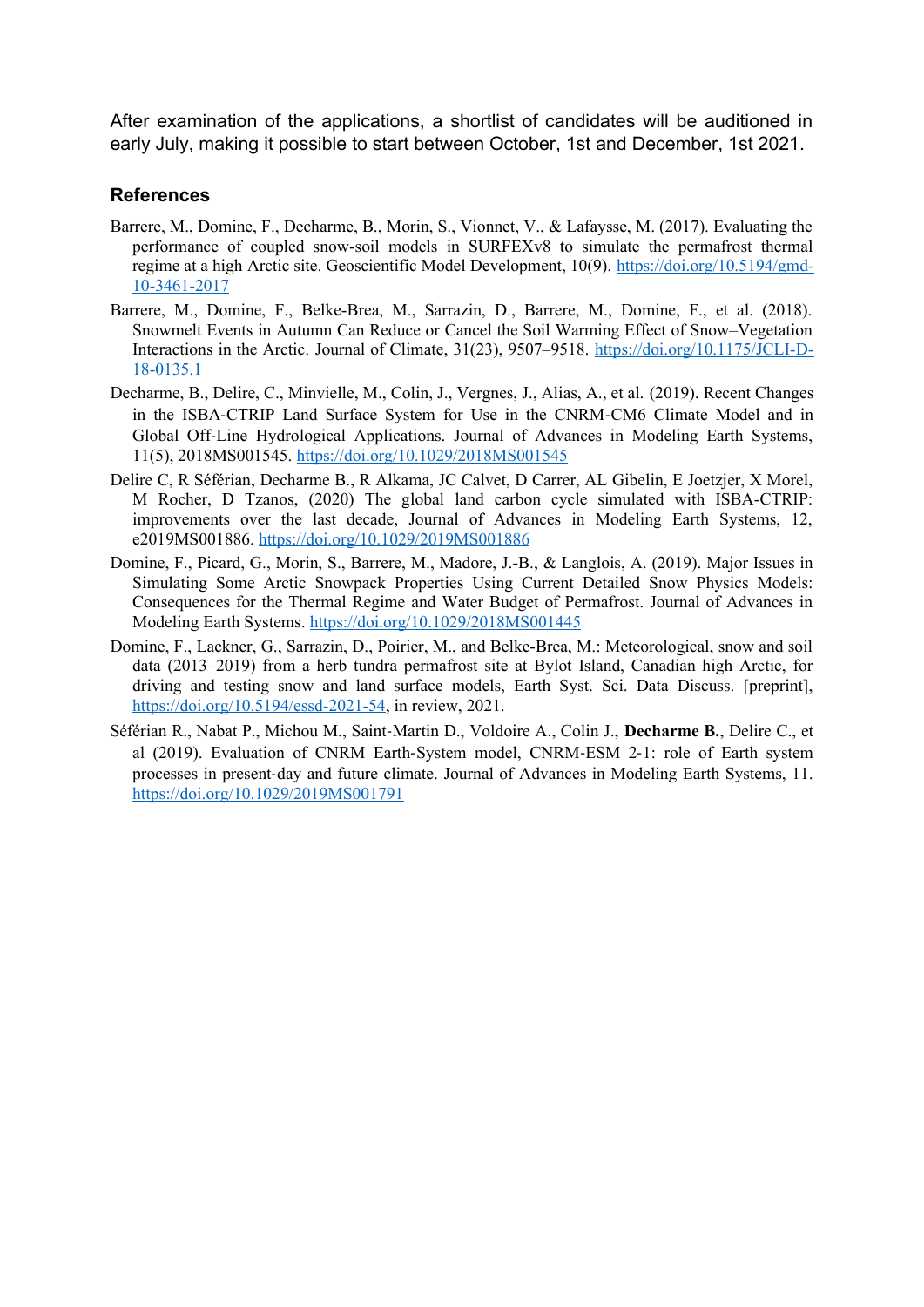After examination of the applications, a shortlist of candidates will be auditioned in early July, making it possible to start between October, 1st and December, 1st 2021.

### References

Barrere, M., Domine, F., Decharme, B., Morin, S., Vionnet, V., & Lafaysse, M. (2017). Evaluating the performance of coupled snow-soil models in SURFEXv8 to simulate the permafrost thermal regime at a high Arctic site. Geoscientific Model Development, 10(9). https://doi.org/10.5194/gmd-10-3461-2017

Barrere, M., Domine, F., Belke-Brea, M., Sarrazin, D., Barrere, M., Domine, F., et al. (2018). Snowmelt Events in Autumn Can Reduce or Cancel the Soil Warming Effect of Snow–Vegetation Interactions in the Arctic. Journal of Climate, 31(23), 9507–9518. https://doi.org/10.1175/JCLI-D-18-0135.1

Decharme, B., Delire, C., Minvielle, M., Colin, J., Vergnes, J., Alias, A., et al. (2019). Recent Changes in the ISBA-CTRIP Land Surface System for Use in the CNRM-CM6 Climate Model and in Global Off-Line Hydrological Applications. Journal of Advances in Modeling Earth Systems, 11(5), 2018MS001545. https://doi.org/10.1029/2018MS001545

Delire C, R Séférian, Decharme B., R Alkama, JC Calvet, D Carrer, AL Gibelin, E Joetzjer, X Morel, M Rocher, D Tzanos, (2020) The global land carbon cycle simulated with ISBA-CTRIP: improvements over the last decade, Journal of Advances in Modeling Earth Systems, 12, e2019MS001886. https://doi.org/10.1029/2019MS001886

Domine, F., Picard, G., Morin, S., Barrere, M., Madore, J.-B., & Langlois, A. (2019). Major Issues in Simulating Some Arctic Snowpack Properties Using Current Detailed Snow Physics Models: Consequences for the Thermal Regime and Water Budget of Permafrost. Journal of Advances in Modeling Earth Systems. https://doi.org/10.1029/2018MS001445

Domine, F., Lackner, G., Sarrazin, D., Poirier, M., and Belke-Brea, M.: Meteorological, snow and soil data (2013–2019) from a herb tundra permafrost site at Bylot Island, Canadian high Arctic, for driving and testing snow and land surface models, Earth Syst. Sci. Data Discuss. [preprint], https://doi.org/10.5194/essd-2021-54, in review, 2021.

Séférian R., Nabat P., Michou M., Saint-Martin D., Voldoire A., Colin J., **Decharme B.**, Delire C., et al (2019). Evaluation of CNRM Earth-System model, CNRM-ESM 2-1: role of Earth system processes in present-day and future climate. Journal of Advances in Modeling Earth Systems, 11. https://doi.org/10.1029/2019MS001791